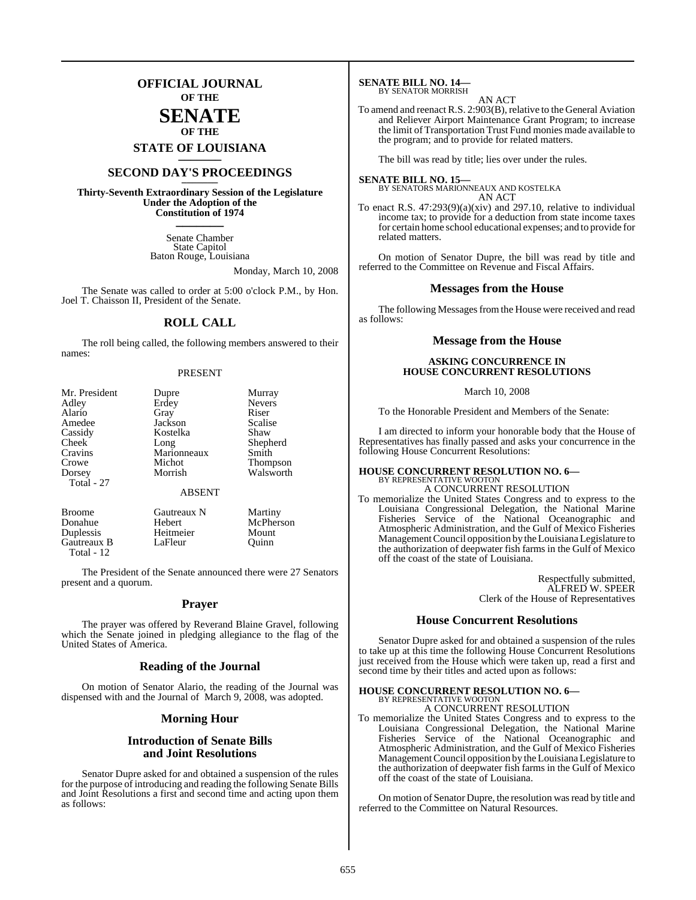# OFFICIAL JOURNAL OF THE SENATE OF THE STATE OF LOUISIANA

## SECOND DAY'S PROCEEDINGS

**Thirty-Seventh Extraordinary Session of the Legislature Under the Adoption of the Constitution of 1974**

Senate Chamber
State Capitol
Baton Rouge, Louisiana

Monday, March 10, 2008

The Senate was called to order at 5:00 o'clock P.M., by Hon. Joel T. Chaisson II, President of the Senate.

## ROLL CALL

The roll being called, the following members answered to their names:

PRESENT

| | | |
|---|---|---|
| Mr. President | Dupre | Murray |
| Adley | Erdey | Nevers |
| Alario | Gray | Riser |
| Amedee | Jackson | Scalise |
| Cassidy | Kostelka | Shaw |
| Cheek | Long | Shepherd |
| Cravins | Marionneaux | Smith |
| Crowe | Michot | Thompson |
| Dorsey | Morrish | Walsworth |
| Total - 27 | | |

ABSENT

| | | |
|---|---|---|
| Broome | Gautreaux N | Martiny |
| Donahue | Hebert | McPherson |
| Duplessis | Heitmeier | Mount |
| Gautreaux B | LaFleur | Quinn |
| Total - 12 | | |

The President of the Senate announced there were 27 Senators present and a quorum.

## Prayer

The prayer was offered by Reverand Blaine Gravel, following which the Senate joined in pledging allegiance to the flag of the United States of America.

## Reading of the Journal

On motion of Senator Alario, the reading of the Journal was dispensed with and the Journal of March 9, 2008, was adopted.

## Morning Hour

## Introduction of Senate Bills and Joint Resolutions

Senator Dupre asked for and obtained a suspension of the rules for the purpose of introducing and reading the following Senate Bills and Joint Resolutions a first and second time and acting upon them as follows:

**SENATE BILL NO. 14—**
BY SENATOR MORRISH

AN ACT

To amend and reenact R.S. 2:903(B), relative to the General Aviation and Reliever Airport Maintenance Grant Program; to increase the limit of Transportation Trust Fund monies made available to the program; and to provide for related matters.

The bill was read by title; lies over under the rules.

**SENATE BILL NO. 15—**
BY SENATORS MARIONNEAUX AND KOSTELKA

AN ACT

To enact R.S. 47:293(9)(a)(xiv) and 297.10, relative to individual income tax; to provide for a deduction from state income taxes for certain home school educational expenses; and to provide for related matters.

On motion of Senator Dupre, the bill was read by title and referred to the Committee on Revenue and Fiscal Affairs.

## Messages from the House

The following Messages from the House were received and read as follows:

## Message from the House

**ASKING CONCURRENCE IN HOUSE CONCURRENT RESOLUTIONS**

March 10, 2008

To the Honorable President and Members of the Senate:

I am directed to inform your honorable body that the House of Representatives has finally passed and asks your concurrence in the following House Concurrent Resolutions:

**HOUSE CONCURRENT RESOLUTION NO. 6—**
BY REPRESENTATIVE WOOTON

A CONCURRENT RESOLUTION

To memorialize the United States Congress and to express to the Louisiana Congressional Delegation, the National Marine Fisheries Service of the National Oceanographic and Atmospheric Administration, and the Gulf of Mexico Fisheries Management Council opposition by the Louisiana Legislature to the authorization of deepwater fish farms in the Gulf of Mexico off the coast of the state of Louisiana.

Respectfully submitted,
ALFRED W. SPEER
Clerk of the House of Representatives

## House Concurrent Resolutions

Senator Dupre asked for and obtained a suspension of the rules to take up at this time the following House Concurrent Resolutions just received from the House which were taken up, read a first and second time by their titles and acted upon as follows:

**HOUSE CONCURRENT RESOLUTION NO. 6—**
BY REPRESENTATIVE WOOTON

A CONCURRENT RESOLUTION

To memorialize the United States Congress and to express to the Louisiana Congressional Delegation, the National Marine Fisheries Service of the National Oceanographic and Atmospheric Administration, and the Gulf of Mexico Fisheries Management Council opposition by the Louisiana Legislature to the authorization of deepwater fish farms in the Gulf of Mexico off the coast of the state of Louisiana.

On motion of Senator Dupre, the resolution was read by title and referred to the Committee on Natural Resources.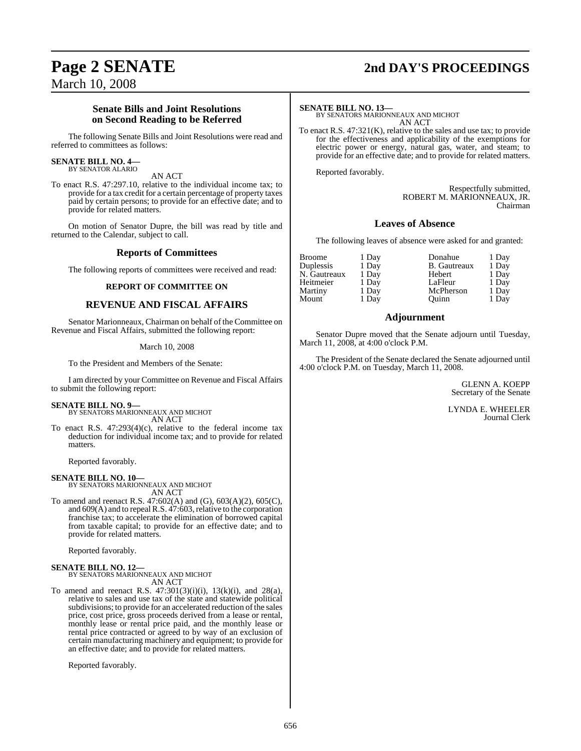## Senate Bills and Joint Resolutions on Second Reading to be Referred

The following Senate Bills and Joint Resolutions were read and referred to committees as follows:

**SENATE BILL NO. 4—**
BY SENATOR ALARIO

AN ACT

To enact R.S. 47:297.10, relative to the individual income tax; to provide for a tax credit for a certain percentage of property taxes paid by certain persons; to provide for an effective date; and to provide for related matters.

On motion of Senator Dupre, the bill was read by title and returned to the Calendar, subject to call.

## Reports of Committees

The following reports of committees were received and read:

### REPORT OF COMMITTEE ON

## REVENUE AND FISCAL AFFAIRS

Senator Marionneaux, Chairman on behalf of the Committee on Revenue and Fiscal Affairs, submitted the following report:

March 10, 2008

To the President and Members of the Senate:

I am directed by your Committee on Revenue and Fiscal Affairs to submit the following report:

**SENATE BILL NO. 9—**
BY SENATORS MARIONNEAUX AND MICHOT

AN ACT

To enact R.S. 47:293(4)(c), relative to the federal income tax deduction for individual income tax; and to provide for related matters.

Reported favorably.

**SENATE BILL NO. 10—**
BY SENATORS MARIONNEAUX AND MICHOT

AN ACT

To amend and reenact R.S. 47:602(A) and (G), 603(A)(2), 605(C), and 609(A) and to repeal R.S. 47:603, relative to the corporation franchise tax; to accelerate the elimination of borrowed capital from taxable capital; to provide for an effective date; and to provide for related matters.

Reported favorably.

**SENATE BILL NO. 12—**
BY SENATORS MARIONNEAUX AND MICHOT

AN ACT

To amend and reenact R.S. 47:301(3)(i)(i), 13(k)(i), and 28(a), relative to sales and use tax of the state and statewide political subdivisions; to provide for an accelerated reduction of the sales price, cost price, gross proceeds derived from a lease or rental, monthly lease or rental price paid, and the monthly lease or rental price contracted or agreed to by way of an exclusion of certain manufacturing machinery and equipment; to provide for an effective date; and to provide for related matters.

Reported favorably.

**SENATE BILL NO. 13—**
BY SENATORS MARIONNEAUX AND MICHOT

AN ACT

To enact R.S. 47:321(K), relative to the sales and use tax; to provide for the effectiveness and applicability of the exemptions for electric power or energy, natural gas, water, and steam; to provide for an effective date; and to provide for related matters.

Reported favorably.

Respectfully submitted,
ROBERT M. MARIONNEAUX, JR.
Chairman

## Leaves of Absence

The following leaves of absence were asked for and granted:

| | | | |
|---|---|---|---|
| Broome | 1 Day | Donahue | 1 Day |
| Duplessis | 1 Day | B. Gautreaux | 1 Day |
| N. Gautreaux | 1 Day | Hebert | 1 Day |
| Heitmeier | 1 Day | LaFleur | 1 Day |
| Martiny | 1 Day | McPherson | 1 Day |
| Mount | 1 Day | Quinn | 1 Day |

## Adjournment

Senator Dupre moved that the Senate adjourn until Tuesday, March 11, 2008, at 4:00 o'clock P.M.

The President of the Senate declared the Senate adjourned until 4:00 o'clock P.M. on Tuesday, March 11, 2008.

GLENN A. KOEPP
Secretary of the Senate

LYNDA E. WHEELER
Journal Clerk